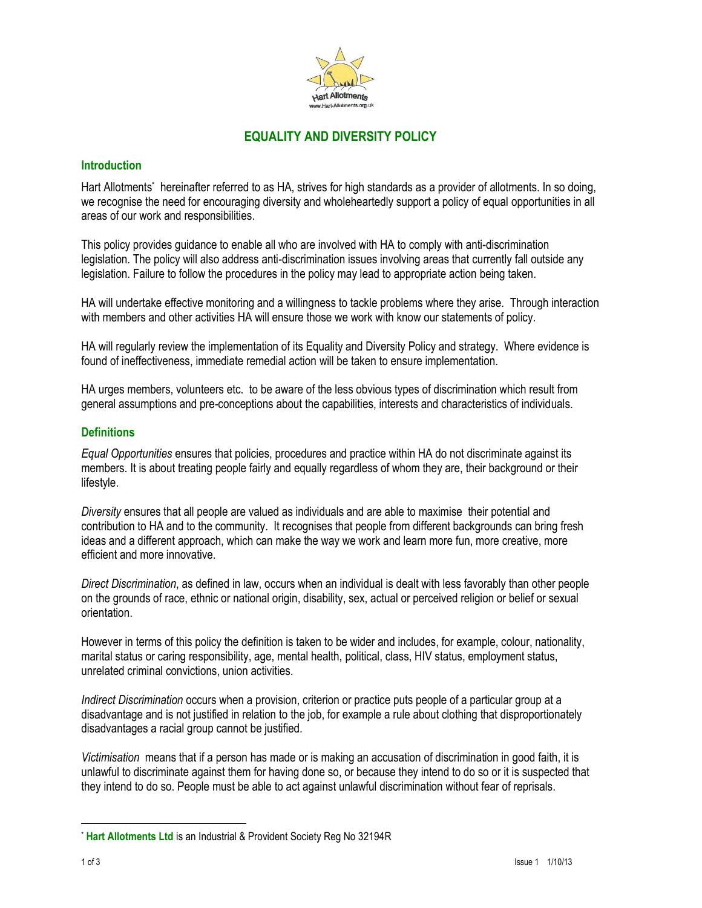# EQUALITY AND DIVERSITY POLICY

## Introduction

Hart Allotments[*] hereinafter referred to as HA, strives for high standards as a provider of allotments. In so doing, we recognise the need for encouraging diversity and wholeheartedly support a policy of equal opportunities in all areas of our work and responsibilities.

This policy provides guidance to enable all who are involved with HA to comply with anti-discrimination legislation. The policy will also address anti-discrimination issues involving areas that currently fall outside any legislation. Failure to follow the procedures in the policy may lead to appropriate action being taken.

HA will undertake effective monitoring and a willingness to tackle problems where they arise. Through interaction with members and other activities HA will ensure those we work with know our statements of policy.

HA will regularly review the implementation of its Equality and Diversity Policy and strategy. Where evidence is found of ineffectiveness, immediate remedial action will be taken to ensure implementation.

HA urges members, volunteers etc. to be aware of the less obvious types of discrimination which result from general assumptions and pre-conceptions about the capabilities, interests and characteristics of individuals.

## Definitions

*Equal Opportunities* ensures that policies, procedures and practice within HA do not discriminate against its members. It is about treating people fairly and equally regardless of whom they are, their background or their lifestyle.

*Diversity* ensures that all people are valued as individuals and are able to maximise their potential and contribution to HA and to the community. It recognises that people from different backgrounds can bring fresh ideas and a different approach, which can make the way we work and learn more fun, more creative, more efficient and more innovative.

*Direct Discrimination*, as defined in law, occurs when an individual is dealt with less favorably than other people on the grounds of race, ethnic or national origin, disability, sex, actual or perceived religion or belief or sexual orientation.

However in terms of this policy the definition is taken to be wider and includes, for example, colour, nationality, marital status or caring responsibility, age, mental health, political, class, HIV status, employment status, unrelated criminal convictions, union activities.

*Indirect Discrimination* occurs when a provision, criterion or practice puts people of a particular group at a disadvantage and is not justified in relation to the job, for example a rule about clothing that disproportionately disadvantages a racial group cannot be justified.

*Victimisation* means that if a person has made or is making an accusation of discrimination in good faith, it is unlawful to discriminate against them for having done so, or because they intend to do so or it is suspected that they intend to do so. People must be able to act against unlawful discrimination without fear of reprisals.

---

[*] **Hart Allotments Ltd** is an Industrial & Provident Society Reg No 32194R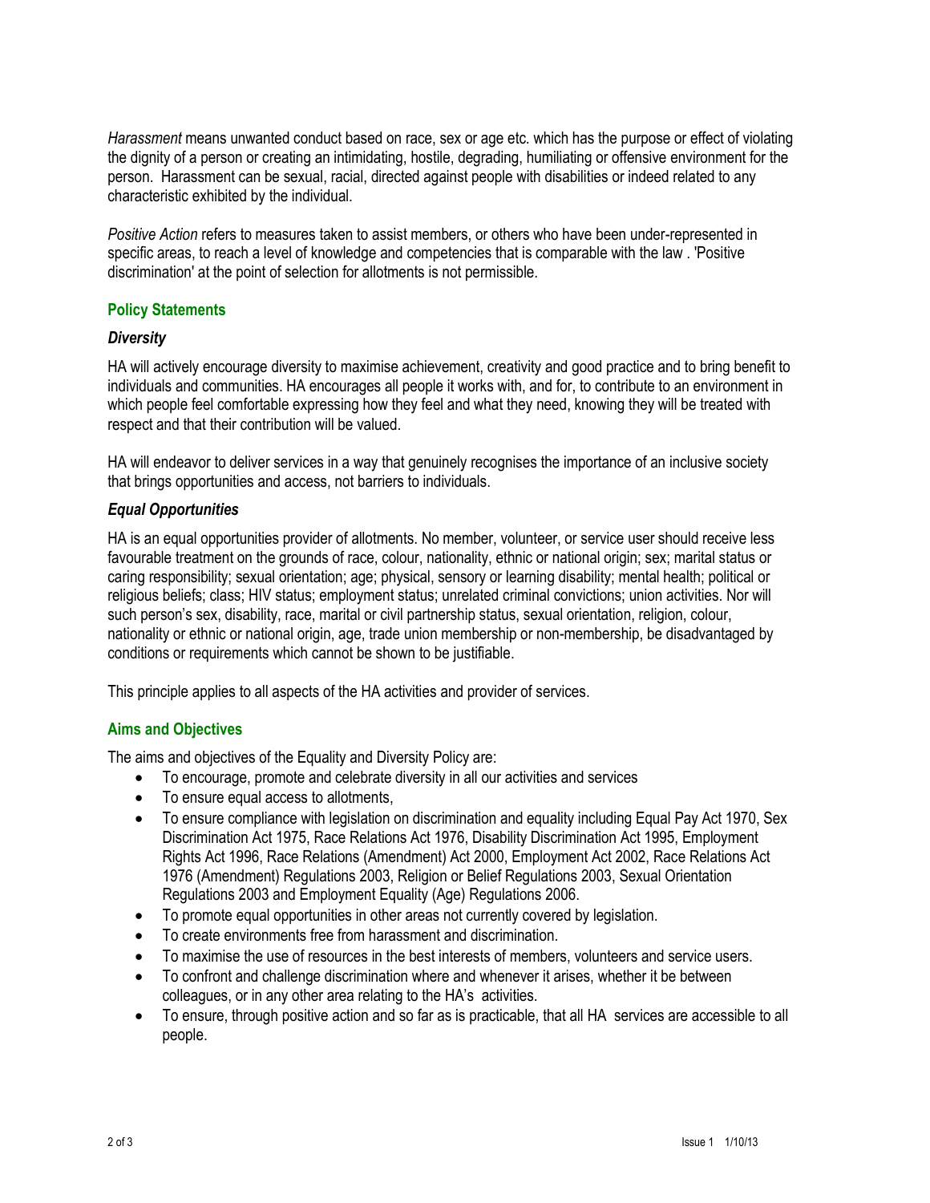*Harassment* means unwanted conduct based on race, sex or age etc. which has the purpose or effect of violating the dignity of a person or creating an intimidating, hostile, degrading, humiliating or offensive environment for the person. Harassment can be sexual, racial, directed against people with disabilities or indeed related to any characteristic exhibited by the individual.

*Positive Action* refers to measures taken to assist members, or others who have been under-represented in specific areas, to reach a level of knowledge and competencies that is comparable with the law . 'Positive discrimination' at the point of selection for allotments is not permissible.

## Policy Statements

### *Diversity*

HA will actively encourage diversity to maximise achievement, creativity and good practice and to bring benefit to individuals and communities. HA encourages all people it works with, and for, to contribute to an environment in which people feel comfortable expressing how they feel and what they need, knowing they will be treated with respect and that their contribution will be valued.

HA will endeavor to deliver services in a way that genuinely recognises the importance of an inclusive society that brings opportunities and access, not barriers to individuals.

### *Equal Opportunities*

HA is an equal opportunities provider of allotments. No member, volunteer, or service user should receive less favourable treatment on the grounds of race, colour, nationality, ethnic or national origin; sex; marital status or caring responsibility; sexual orientation; age; physical, sensory or learning disability; mental health; political or religious beliefs; class; HIV status; employment status; unrelated criminal convictions; union activities. Nor will such person's sex, disability, race, marital or civil partnership status, sexual orientation, religion, colour, nationality or ethnic or national origin, age, trade union membership or non-membership, be disadvantaged by conditions or requirements which cannot be shown to be justifiable.

This principle applies to all aspects of the HA activities and provider of services.

## Aims and Objectives

The aims and objectives of the Equality and Diversity Policy are:

- To encourage, promote and celebrate diversity in all our activities and services
- To ensure equal access to allotments,
- To ensure compliance with legislation on discrimination and equality including Equal Pay Act 1970, Sex Discrimination Act 1975, Race Relations Act 1976, Disability Discrimination Act 1995, Employment Rights Act 1996, Race Relations (Amendment) Act 2000, Employment Act 2002, Race Relations Act 1976 (Amendment) Regulations 2003, Religion or Belief Regulations 2003, Sexual Orientation Regulations 2003 and Employment Equality (Age) Regulations 2006.
- To promote equal opportunities in other areas not currently covered by legislation.
- To create environments free from harassment and discrimination.
- To maximise the use of resources in the best interests of members, volunteers and service users.
- To confront and challenge discrimination where and whenever it arises, whether it be between colleagues, or in any other area relating to the HA's activities.
- To ensure, through positive action and so far as is practicable, that all HA services are accessible to all people.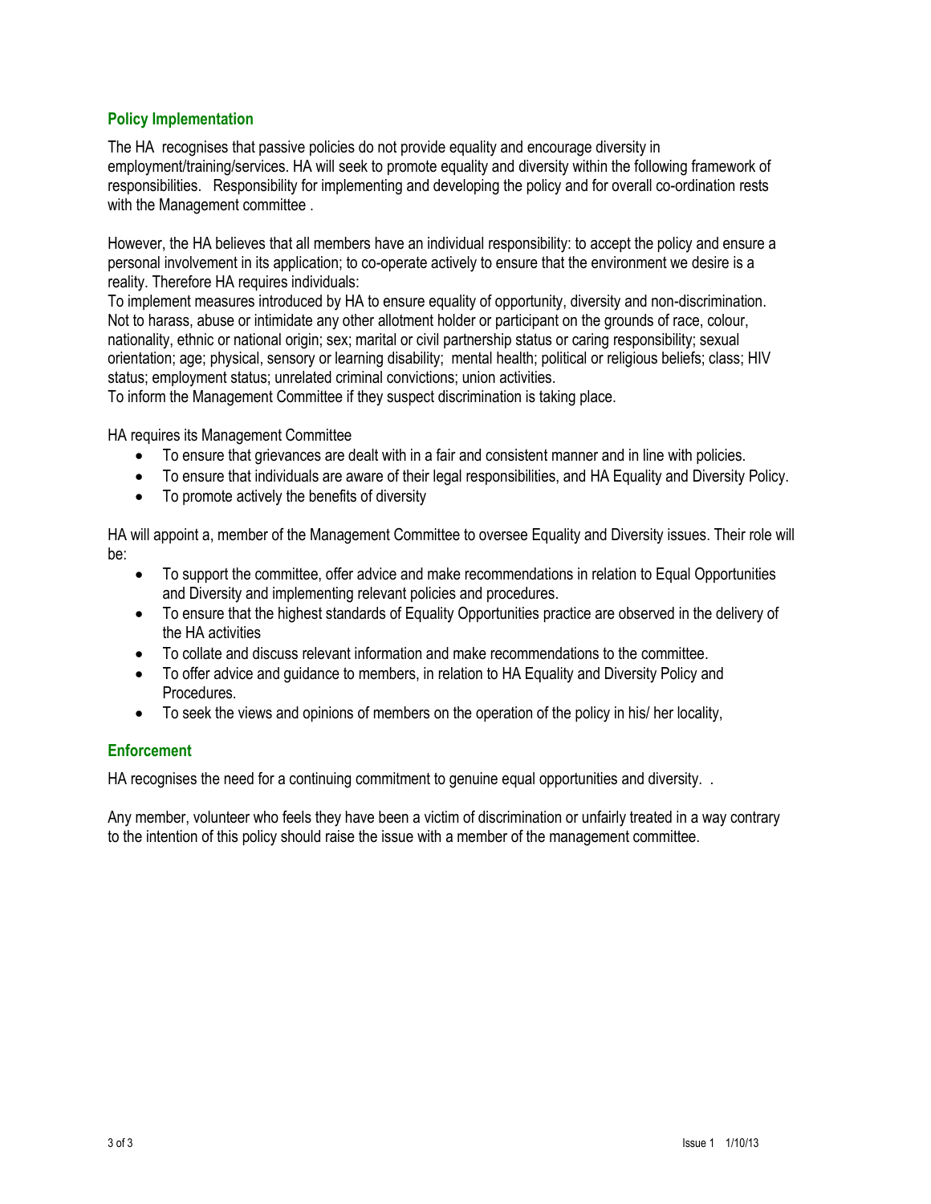### Policy Implementation

The HA recognises that passive policies do not provide equality and encourage diversity in employment/training/services. HA will seek to promote equality and diversity within the following framework of responsibilities. Responsibility for implementing and developing the policy and for overall co-ordination rests with the Management committee .

However, the HA believes that all members have an individual responsibility: to accept the policy and ensure a personal involvement in its application; to co-operate actively to ensure that the environment we desire is a reality. Therefore HA requires individuals:

To implement measures introduced by HA to ensure equality of opportunity, diversity and non-discrimination.

Not to harass, abuse or intimidate any other allotment holder or participant on the grounds of race, colour, nationality, ethnic or national origin; sex; marital or civil partnership status or caring responsibility; sexual orientation; age; physical, sensory or learning disability; mental health; political or religious beliefs; class; HIV status; employment status; unrelated criminal convictions; union activities.

To inform the Management Committee if they suspect discrimination is taking place.

HA requires its Management Committee

- To ensure that grievances are dealt with in a fair and consistent manner and in line with policies.
- To ensure that individuals are aware of their legal responsibilities, and HA Equality and Diversity Policy.
- To promote actively the benefits of diversity

HA will appoint a, member of the Management Committee to oversee Equality and Diversity issues. Their role will be:

- To support the committee, offer advice and make recommendations in relation to Equal Opportunities and Diversity and implementing relevant policies and procedures.
- To ensure that the highest standards of Equality Opportunities practice are observed in the delivery of the HA activities
- To collate and discuss relevant information and make recommendations to the committee.
- To offer advice and guidance to members, in relation to HA Equality and Diversity Policy and Procedures.
- To seek the views and opinions of members on the operation of the policy in his/ her locality,

### Enforcement

HA recognises the need for a continuing commitment to genuine equal opportunities and diversity. .

Any member, volunteer who feels they have been a victim of discrimination or unfairly treated in a way contrary to the intention of this policy should raise the issue with a member of the management committee.